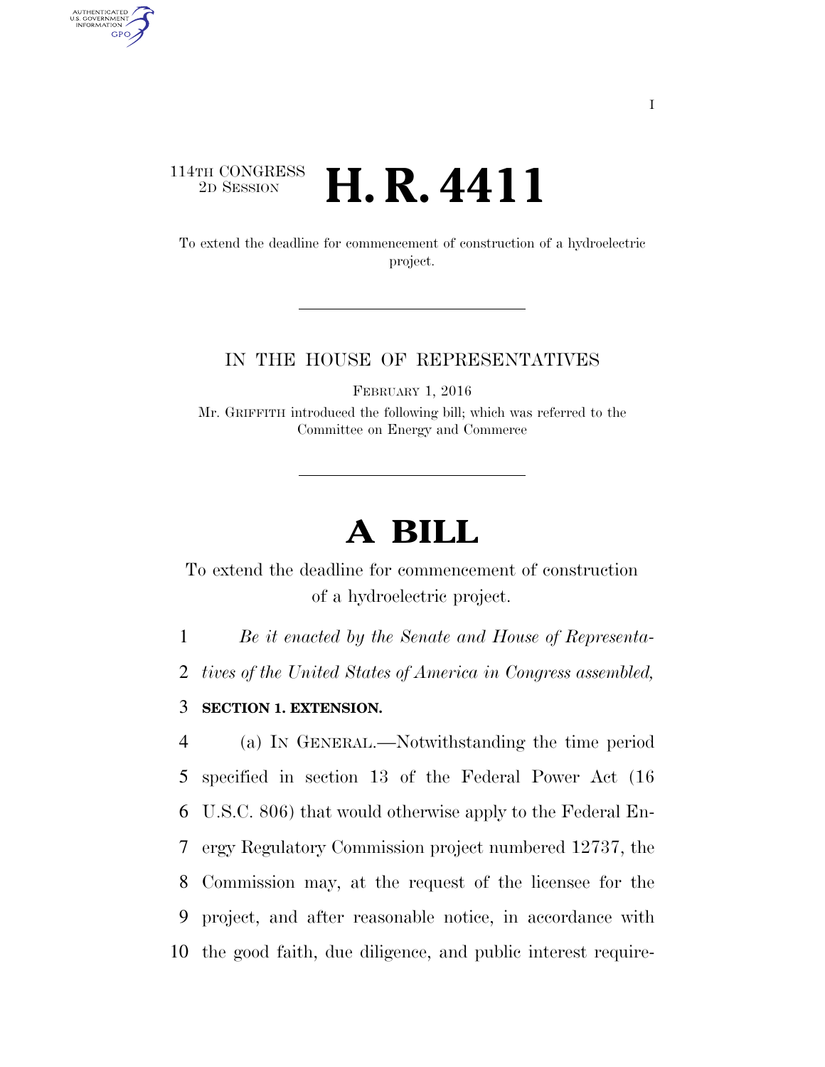114TH CONGRESS
2D SESSION

# H. R. 4411

To extend the deadline for commencement of construction of a hydroelectric project.

IN THE HOUSE OF REPRESENTATIVES

FEBRUARY 1, 2016

Mr. GRIFFITH introduced the following bill; which was referred to the Committee on Energy and Commerce

# A BILL

To extend the deadline for commencement of construction of a hydroelectric project.

*Be it enacted by the Senate and House of Representatives of the United States of America in Congress assembled,*

**SECTION 1. EXTENSION.**

(a) IN GENERAL.—Notwithstanding the time period specified in section 13 of the Federal Power Act (16 U.S.C. 806) that would otherwise apply to the Federal Energy Regulatory Commission project numbered 12737, the Commission may, at the request of the licensee for the project, and after reasonable notice, in accordance with the good faith, due diligence, and public interest require-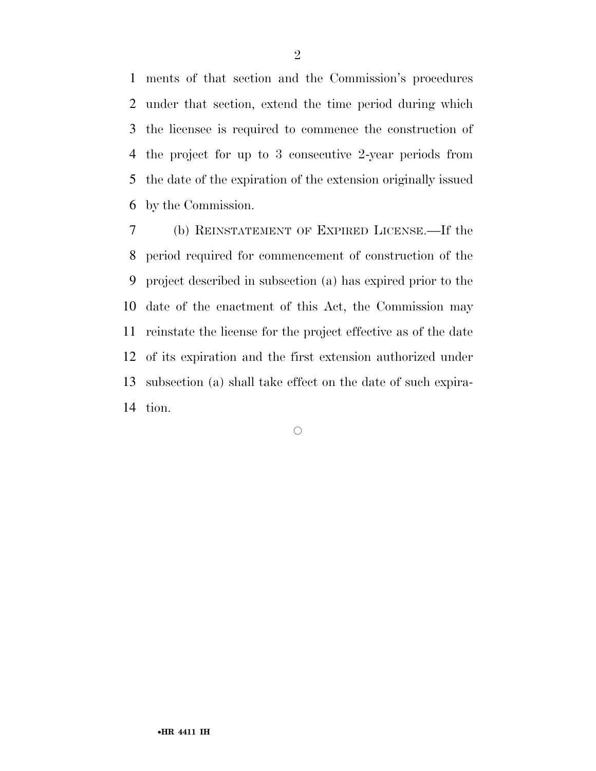ments of that section and the Commission's procedures under that section, extend the time period during which the licensee is required to commence the construction of the project for up to 3 consecutive 2-year periods from the date of the expiration of the extension originally issued by the Commission.

(b) REINSTATEMENT OF EXPIRED LICENSE.—If the period required for commencement of construction of the project described in subsection (a) has expired prior to the date of the enactment of this Act, the Commission may reinstate the license for the project effective as of the date of its expiration and the first extension authorized under subsection (a) shall take effect on the date of such expiration.

○